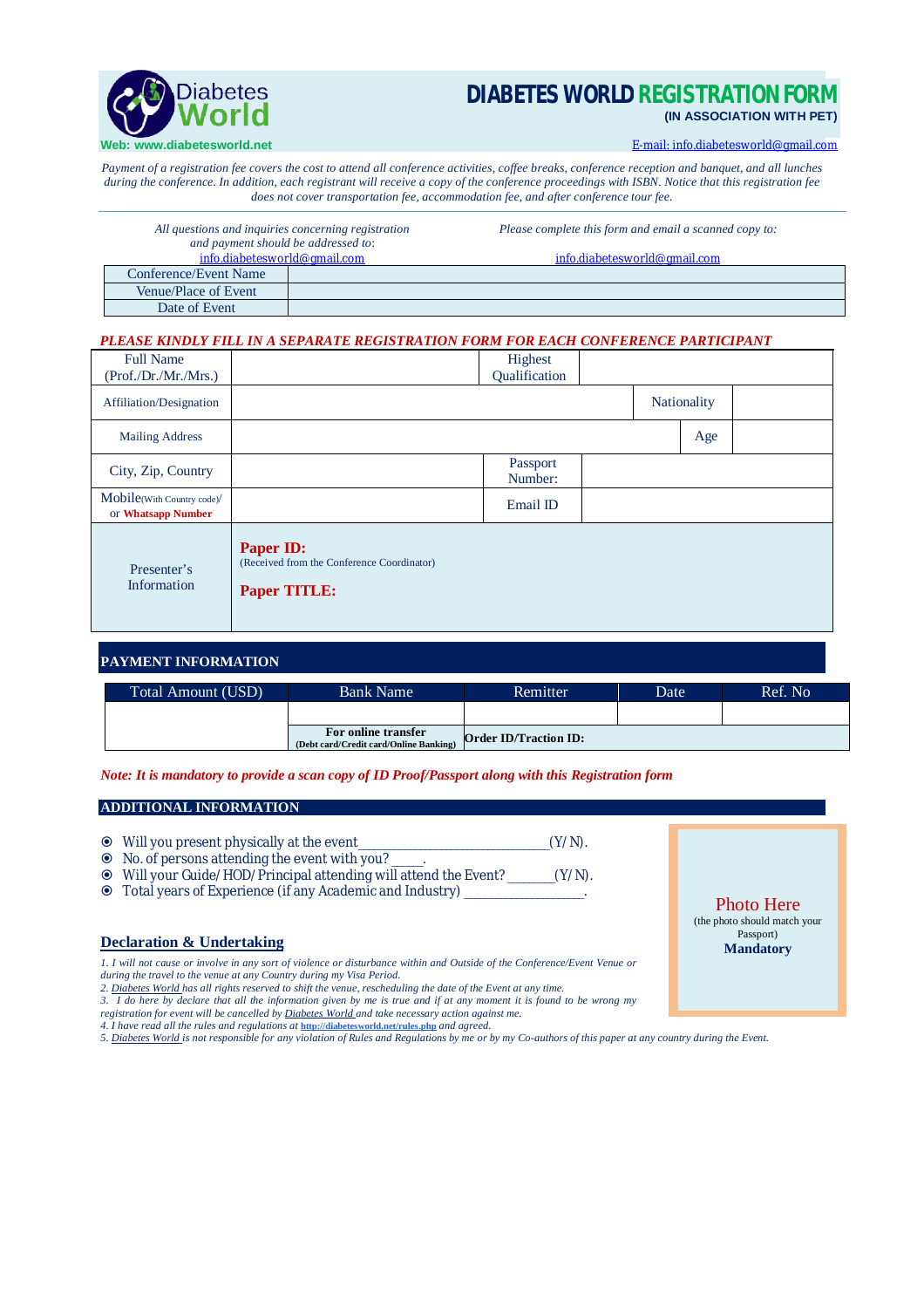Diabetes World

**Web: www.diabetesworld.net**

# DIABETES WORLD REGISTRATION FORM

**(IN ASSOCIATION WITH PET)**

E-mail: info.diabetesworld@gmail.com

*Payment of a registration fee covers the cost to attend all conference activities, coffee breaks, conference reception and banquet, and all lunches during the conference. In addition, each registrant will receive a copy of the conference proceedings with ISBN. Notice that this registration fee does not cover transportation fee, accommodation fee, and after conference tour fee.*

*All questions and inquiries concerning registration and payment should be addressed to:* info.diabetesworld@gmail.com

*Please complete this form and email a scanned copy to:* info.diabetesworld@gmail.com

| Conference/Event Name | |
|---|---|
| Venue/Place of Event | |
| Date of Event | |

***PLEASE KINDLY FILL IN A SEPARATE REGISTRATION FORM FOR EACH CONFERENCE PARTICIPANT***

| Full Name (Prof./Dr./Mr./Mrs.) | | Highest Qualification | |
|---|---|---|---|
| Affiliation/Designation | | Nationality | |
| Mailing Address | | Age | |
| City, Zip, Country | | Passport Number: | |
| Mobile(With Country code)/ or **Whatsapp Number** | | Email ID | |
| Presenter's Information | **Paper ID:** (Received from the Conference Coordinator) **Paper TITLE:** | | |

## PAYMENT INFORMATION

| Total Amount (USD) | Bank Name | Remitter | Date | Ref. No |
|---|---|---|---|---|
| | | | | |
| | **For online transfer** (Debt card/Credit card/Online Banking) | **Order ID/Traction ID:** | | |

***Note: It is mandatory to provide a scan copy of ID Proof/Passport along with this Registration form***

## ADDITIONAL INFORMATION

- Will you present physically at the event___________________________(Y/N).
- No. of persons attending the event with you? _____.
- Will your Guide/HOD/Principal attending will attend the Event? _______(Y/N).
- Total years of Experience (if any Academic and Industry) _________________.

Photo Here (the photo should match your Passport) **Mandatory**

## Declaration & Undertaking

*1. I will not cause or involve in any sort of violence or disturbance within and Outside of the Conference/Event Venue or during the travel to the venue at any Country during my Visa Period.*
*2. Diabetes World has all rights reserved to shift the venue, rescheduling the date of the Event at any time.*
*3. I do here by declare that all the information given by me is true and if at any moment it is found to be wrong my registration for event will be cancelled by Diabetes World and take necessary action against me.*
*4. I have read all the rules and regulations at* http://diabetesworld.net/rules.php *and agreed.*
*5. Diabetes World is not responsible for any violation of Rules and Regulations by me or by my Co-authors of this paper at any country during the Event.*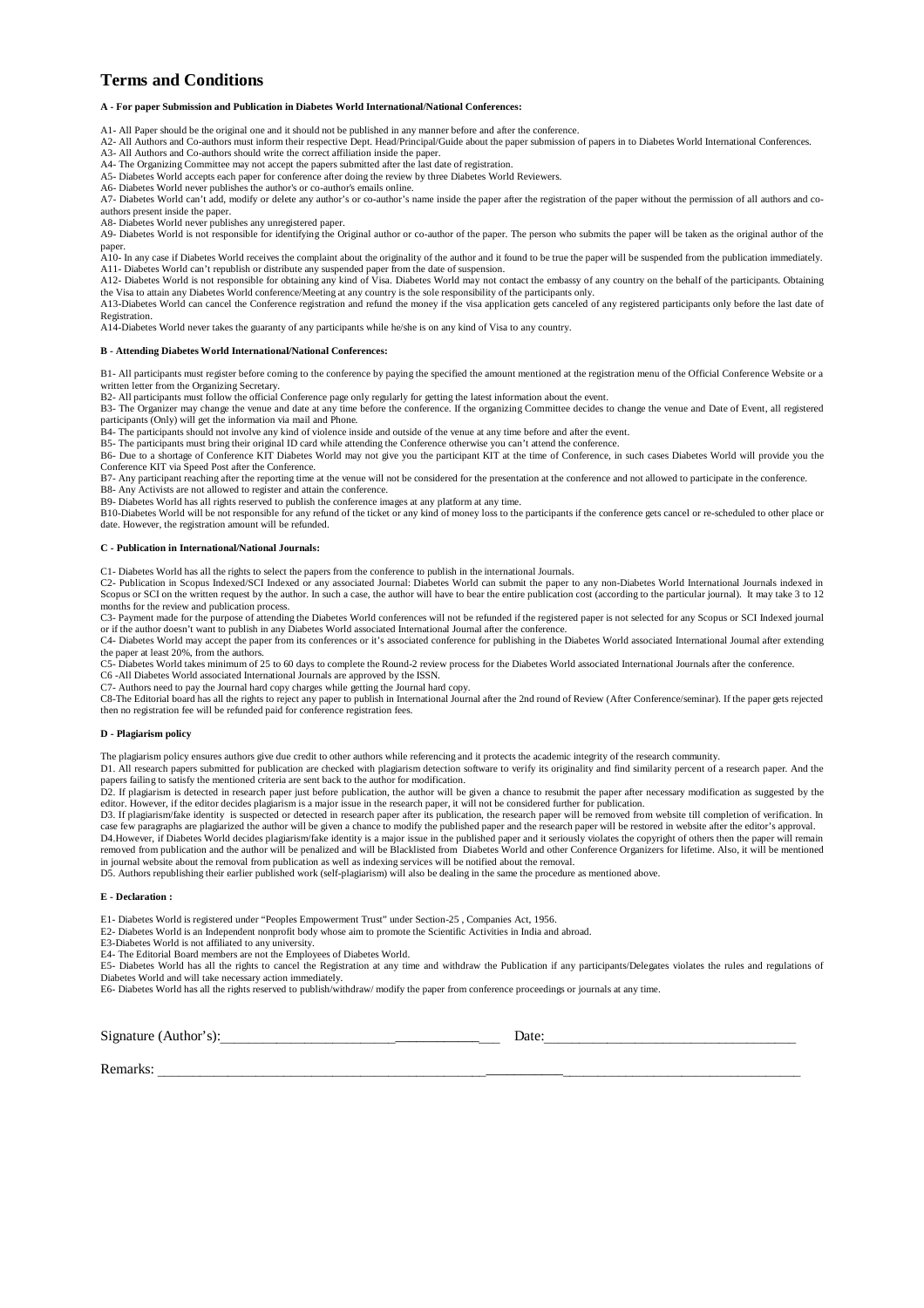# Terms and Conditions

**A - For paper Submission and Publication in Diabetes World International/National Conferences:**

A1- All Paper should be the original one and it should not be published in any manner before and after the conference.
A2- All Authors and Co-authors must inform their respective Dept. Head/Principal/Guide about the paper submission of papers in to Diabetes World International Conferences.
A3- All Authors and Co-authors should write the correct affiliation inside the paper.
A4- The Organizing Committee may not accept the papers submitted after the last date of registration.
A5- Diabetes World accepts each paper for conference after doing the review by three Diabetes World Reviewers.
A6- Diabetes World never publishes the author's or co-author's emails online.
A7- Diabetes World can't add, modify or delete any author's or co-author's name inside the paper after the registration of the paper without the permission of all authors and co-authors present inside the paper.
A8- Diabetes World never publishes any unregistered paper.
A9- Diabetes World is not responsible for identifying the Original author or co-author of the paper. The person who submits the paper will be taken as the original author of the paper.
A10- In any case if Diabetes World receives the complaint about the originality of the author and it found to be true the paper will be suspended from the publication immediately.
A11- Diabetes World can't republish or distribute any suspended paper from the date of suspension.
A12- Diabetes World is not responsible for obtaining any kind of Visa. Diabetes World may not contact the embassy of any country on the behalf of the participants. Obtaining the Visa to attain any Diabetes World conference/Meeting at any country is the sole responsibility of the participants only.
A13-Diabetes World can cancel the Conference registration and refund the money if the visa application gets canceled of any registered participants only before the last date of Registration.
A14-Diabetes World never takes the guaranty of any participants while he/she is on any kind of Visa to any country.

**B - Attending Diabetes World International/National Conferences:**

B1- All participants must register before coming to the conference by paying the specified the amount mentioned at the registration menu of the Official Conference Website or a written letter from the Organizing Secretary.
B2- All participants must follow the official Conference page only regularly for getting the latest information about the event.
B3- The Organizer may change the venue and date at any time before the conference. If the organizing Committee decides to change the venue and Date of Event, all registered participants (Only) will get the information via mail and Phone.
B4- The participants should not involve any kind of violence inside and outside of the venue at any time before and after the event.
B5- The participants must bring their original ID card while attending the Conference otherwise you can't attend the conference.
B6- Due to a shortage of Conference KIT Diabetes World may not give you the participant KIT at the time of Conference, in such cases Diabetes World will provide you the Conference KIT via Speed Post after the Conference.
B7- Any participant reaching after the reporting time at the venue will not be considered for the presentation at the conference and not allowed to participate in the conference.
B8- Any Activists are not allowed to register and attain the conference.
B9- Diabetes World has all rights reserved to publish the conference images at any platform at any time.
B10-Diabetes World will be not responsible for any refund of the ticket or any kind of money loss to the participants if the conference gets cancel or re-scheduled to other place or date. However, the registration amount will be refunded.

**C - Publication in International/National Journals:**

C1- Diabetes World has all the rights to select the papers from the conference to publish in the international Journals.
C2- Publication in Scopus Indexed/SCI Indexed or any associated Journal: Diabetes World can submit the paper to any non-Diabetes World International Journals indexed in Scopus or SCI on the written request by the author. In such a case, the author will have to bear the entire publication cost (according to the particular journal). It may take 3 to 12 months for the review and publication process.
C3- Payment made for the purpose of attending the Diabetes World conferences will not be refunded if the registered paper is not selected for any Scopus or SCI Indexed journal or if the author doesn't want to publish in any Diabetes World associated International Journal after the conference.
C4- Diabetes World may accept the paper from its conferences or it's associated conference for publishing in the Diabetes World associated International Journal after extending the paper at least 20%, from the authors.
C5- Diabetes World takes minimum of 25 to 60 days to complete the Round-2 review process for the Diabetes World associated International Journals after the conference.
C6 -All Diabetes World associated International Journals are approved by the ISSN.
C7- Authors need to pay the Journal hard copy charges while getting the Journal hard copy.
C8-The Editorial board has all the rights to reject any paper to publish in International Journal after the 2nd round of Review (After Conference/seminar). If the paper gets rejected then no registration fee will be refunded paid for conference registration fees.

**D - Plagiarism policy**

The plagiarism policy ensures authors give due credit to other authors while referencing and it protects the academic integrity of the research community.
D1. All research papers submitted for publication are checked with plagiarism detection software to verify its originality and find similarity percent of a research paper. And the papers failing to satisfy the mentioned criteria are sent back to the author for modification.
D2. If plagiarism is detected in research paper just before publication, the author will be given a chance to resubmit the paper after necessary modification as suggested by the editor. However, if the editor decides plagiarism is a major issue in the research paper, it will not be considered further for publication.
D3. If plagiarism/fake identity is suspected or detected in research paper after its publication, the research paper will be removed from website till completion of verification. In case few paragraphs are plagiarized the author will be given a chance to modify the published paper and the research paper will be restored in website after the editor's approval.
D4.However, if Diabetes World decides plagiarism/fake identity is a major issue in the published paper and it seriously violates the copyright of others then the paper will remain removed from publication and the author will be penalized and will be Blacklisted from Diabetes World and other Conference Organizers for lifetime. Also, it will be mentioned in journal website about the removal from publication as well as indexing services will be notified about the removal.
D5. Authors republishing their earlier published work (self-plagiarism) will also be dealing in the same the procedure as mentioned above.

**E - Declaration :**

E1- Diabetes World is registered under "Peoples Empowerment Trust" under Section-25 , Companies Act, 1956.
E2- Diabetes World is an Independent nonprofit body whose aim to promote the Scientific Activities in India and abroad.
E3-Diabetes World is not affiliated to any university.
E4- The Editorial Board members are not the Employees of Diabetes World.
E5- Diabetes World has all the rights to cancel the Registration at any time and withdraw the Publication if any participants/Delegates violates the rules and regulations of Diabetes World and will take necessary action immediately.
E6- Diabetes World has all the rights reserved to publish/withdraw/ modify the paper from conference proceedings or journals at any time.

Signature (Author's):_______________________________________ Date:___________________________________

Remarks: ___________________________________________________________________________________